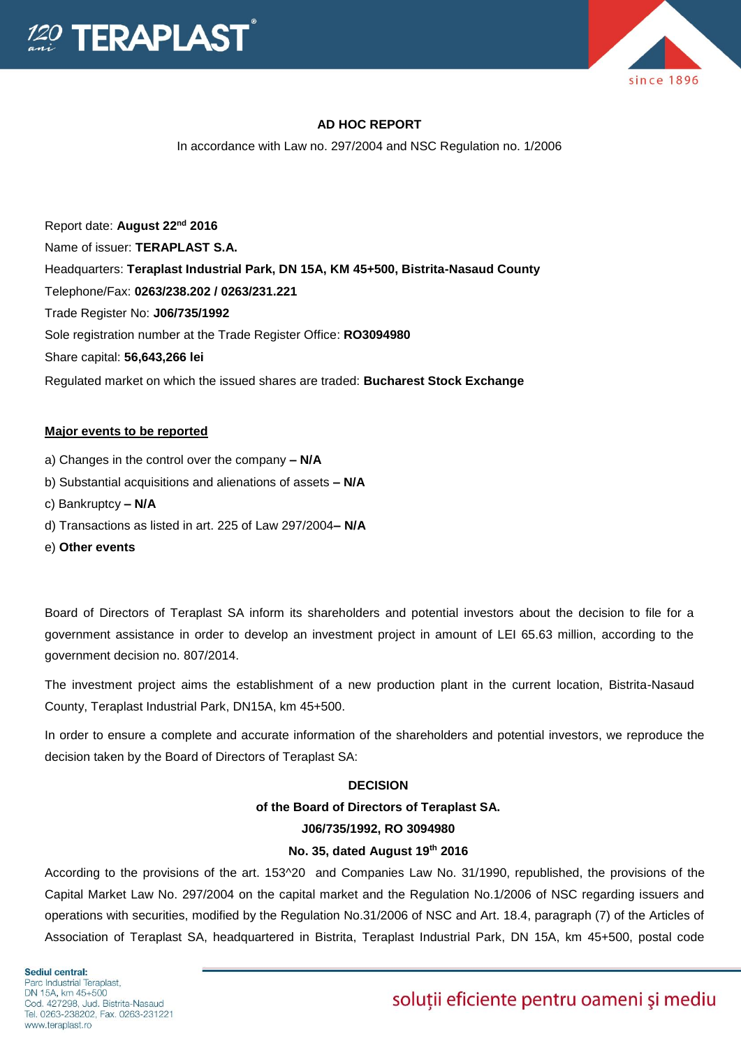**AD HOC REPORT**

In accordance with Law no. 297/2004 and NSC Regulation no. 1/2006

Report date: **August 22nd 2016**

Name of issuer: **TERAPLAST S.A.**

Headquarters: **Teraplast Industrial Park, DN 15A, KM 45+500, Bistrita-Nasaud County**

Telephone/Fax: **0263/238.202 / 0263/231.221**

Trade Register No: **J06/735/1992**

Sole registration number at the Trade Register Office: **RO3094980**

Share capital: **56,643,266 lei**

Regulated market on which the issued shares are traded: **Bucharest Stock Exchange**

**Major events to be reported**

a) Changes in the control over the company **– N/A**

b) Substantial acquisitions and alienations of assets **– N/A**

c) Bankruptcy **– N/A**

d) Transactions as listed in art. 225 of Law 297/2004**– N/A**

e) **Other events**

Board of Directors of Teraplast SA inform its shareholders and potential investors about the decision to file for a government assistance in order to develop an investment project in amount of LEI 65.63 million, according to the government decision no. 807/2014.

The investment project aims the establishment of a new production plant in the current location, Bistrita-Nasaud County, Teraplast Industrial Park, DN15A, km 45+500.

In order to ensure a complete and accurate information of the shareholders and potential investors, we reproduce the decision taken by the Board of Directors of Teraplast SA:

**DECISION**

**of the Board of Directors of Teraplast SA.**

**J06/735/1992, RO 3094980**

**No. 35, dated August 19th 2016**

According to the provisions of the art. 153^20 and Companies Law No. 31/1990, republished, the provisions of the Capital Market Law No. 297/2004 on the capital market and the Regulation No.1/2006 of NSC regarding issuers and operations with securities, modified by the Regulation No.31/2006 of NSC and Art. 18.4, paragraph (7) of the Articles of Association of Teraplast SA, headquartered in Bistrita, Teraplast Industrial Park, DN 15A, km 45+500, postal code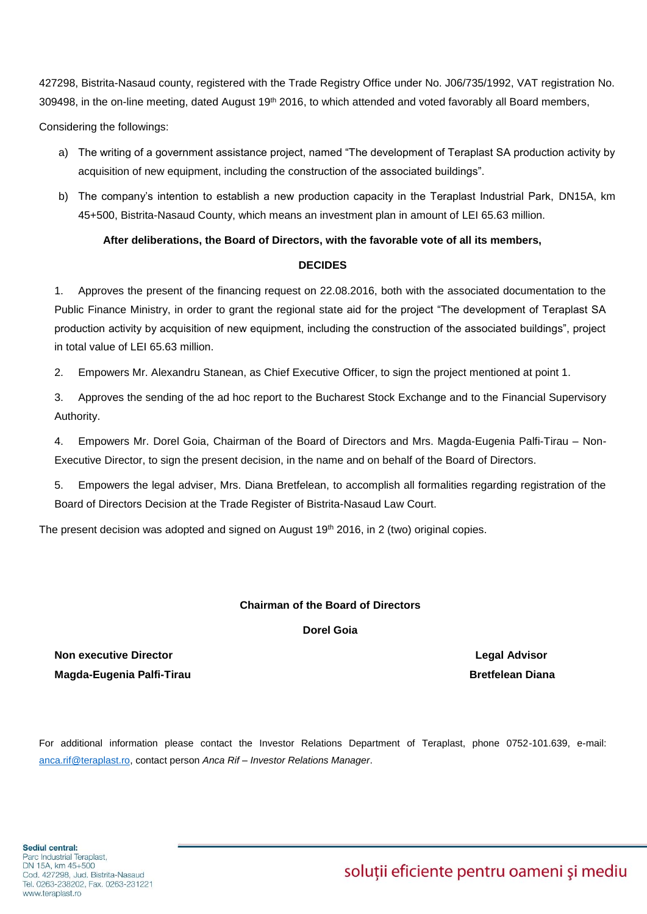427298, Bistrita-Nasaud county, registered with the Trade Registry Office under No. J06/735/1992, VAT registration No. 309498, in the on-line meeting, dated August 19th 2016, to which attended and voted favorably all Board members,

Considering the followings:

a) The writing of a government assistance project, named "The development of Teraplast SA production activity by acquisition of new equipment, including the construction of the associated buildings".

b) The company's intention to establish a new production capacity in the Teraplast Industrial Park, DN15A, km 45+500, Bistrita-Nasaud County, which means an investment plan in amount of LEI 65.63 million.

**After deliberations, the Board of Directors, with the favorable vote of all its members,**

**DECIDES**

1. Approves the present of the financing request on 22.08.2016, both with the associated documentation to the Public Finance Ministry, in order to grant the regional state aid for the project "The development of Teraplast SA production activity by acquisition of new equipment, including the construction of the associated buildings", project in total value of LEI 65.63 million.

2. Empowers Mr. Alexandru Stanean, as Chief Executive Officer, to sign the project mentioned at point 1.

3. Approves the sending of the ad hoc report to the Bucharest Stock Exchange and to the Financial Supervisory Authority.

4. Empowers Mr. Dorel Goia, Chairman of the Board of Directors and Mrs. Magda-Eugenia Palfi-Tirau – Non-Executive Director, to sign the present decision, in the name and on behalf of the Board of Directors.

5. Empowers the legal adviser, Mrs. Diana Bretfelean, to accomplish all formalities regarding registration of the Board of Directors Decision at the Trade Register of Bistrita-Nasaud Law Court.

The present decision was adopted and signed on August 19th 2016, in 2 (two) original copies.

**Chairman of the Board of Directors**

**Dorel Goia**

**Non executive Director**
**Magda-Eugenia Palfi-Tirau**

**Legal Advisor**
**Bretfelean Diana**

For additional information please contact the Investor Relations Department of Teraplast, phone 0752-101.639, e-mail: anca.rif@teraplast.ro, contact person *Anca Rif – Investor Relations Manager*.